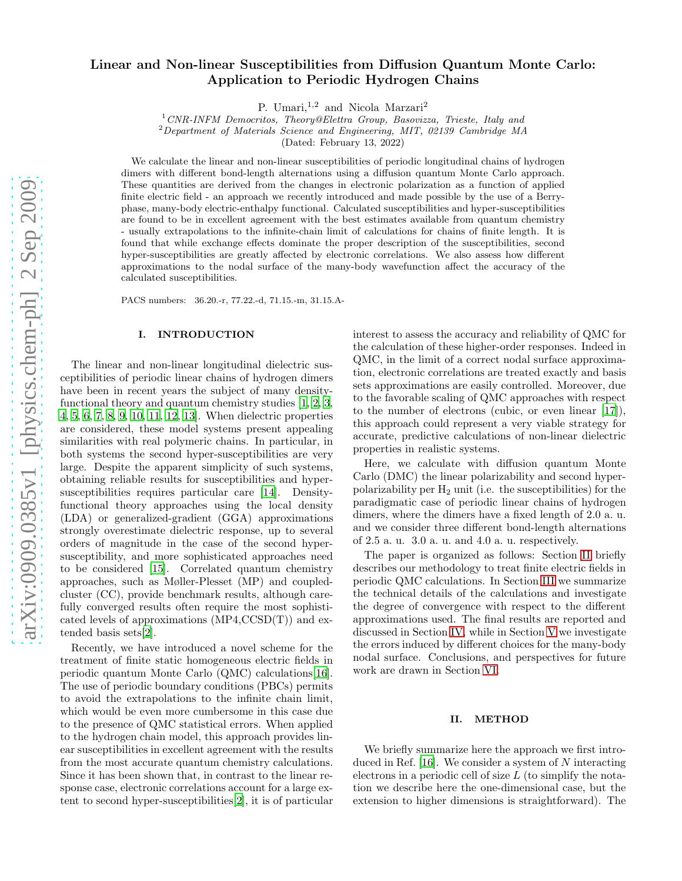# Linear and Non-linear Susceptibilities from Diffusion Quantum Monte Carlo: Application to Periodic Hydrogen Chains

P. Umari,[1,2] and Nicola Marzari[2]

[1] *CNR-INFM Democritos, Theory@Elettra Group, Basovizza, Trieste, Italy and*
[2] *Department of Materials Science and Engineering, MIT, 02139 Cambridge MA*

(Dated: February 13, 2022)

We calculate the linear and non-linear susceptibilities of periodic longitudinal chains of hydrogen dimers with different bond-length alternations using a diffusion quantum Monte Carlo approach. These quantities are derived from the changes in electronic polarization as a function of applied finite electric field - an approach we recently introduced and made possible by the use of a Berry-phase, many-body electric-enthalpy functional. Calculated susceptibilities and hyper-susceptibilities are found to be in excellent agreement with the best estimates available from quantum chemistry - usually extrapolations to the infinite-chain limit of calculations for chains of finite length. It is found that while exchange effects dominate the proper description of the susceptibilities, second hyper-susceptibilities are greatly affected by electronic correlations. We also assess how different approximations to the nodal surface of the many-body wavefunction affect the accuracy of the calculated susceptibilities.

PACS numbers: 36.20.-r, 77.22.-d, 71.15.-m, 31.15.A-

## I. INTRODUCTION

The linear and non-linear longitudinal dielectric susceptibilities of periodic linear chains of hydrogen dimers have been in recent years the subject of many density-functional theory and quantum chemistry studies [1, 2, 3, 4, 5, 6, 7, 8, 9, 10, 11, 12, 13]. When dielectric properties are considered, these model systems present appealing similarities with real polymeric chains. In particular, in both systems the second hyper-susceptibilities are very large. Despite the apparent simplicity of such systems, obtaining reliable results for susceptibilities and hyper-susceptibilities requires particular care [14]. Density-functional theory approaches using the local density (LDA) or generalized-gradient (GGA) approximations strongly overestimate dielectric response, up to several orders of magnitude in the case of the second hyper-susceptibility, and more sophisticated approaches need to be considered [15]. Correlated quantum chemistry approaches, such as Møller-Plesset (MP) and coupled-cluster (CC), provide benchmark results, although carefully converged results often require the most sophisticated levels of approximations (MP4,CCSD(T)) and extended basis sets[2].

Recently, we have introduced a novel scheme for the treatment of finite static homogeneous electric fields in periodic quantum Monte Carlo (QMC) calculations[16]. The use of periodic boundary conditions (PBCs) permits to avoid the extrapolations to the infinite chain limit, which would be even more cumbersome in this case due to the presence of QMC statistical errors. When applied to the hydrogen chain model, this approach provides linear susceptibilities in excellent agreement with the results from the most accurate quantum chemistry calculations. Since it has been shown that, in contrast to the linear response case, electronic correlations account for a large extent to second hyper-susceptibilities[2], it is of particular interest to assess the accuracy and reliability of QMC for the calculation of these higher-order responses. Indeed in QMC, in the limit of a correct nodal surface approximation, electronic correlations are treated exactly and basis sets approximations are easily controlled. Moreover, due to the favorable scaling of QMC approaches with respect to the number of electrons (cubic, or even linear [17]), this approach could represent a very viable strategy for accurate, predictive calculations of non-linear dielectric properties in realistic systems.

Here, we calculate with diffusion quantum Monte Carlo (DMC) the linear polarizability and second hyper-polarizability per $H_2$ unit (i.e. the susceptibilities) for the paradigmatic case of periodic linear chains of hydrogen dimers, where the dimers have a fixed length of 2.0 a. u. and we consider three different bond-length alternations of 2.5 a. u. 3.0 a. u. and 4.0 a. u. respectively.

The paper is organized as follows: Section II briefly describes our methodology to treat finite electric fields in periodic QMC calculations. In Section III we summarize the technical details of the calculations and investigate the degree of convergence with respect to the different approximations used. The final results are reported and discussed in Section IV, while in Section V we investigate the errors induced by different choices for the many-body nodal surface. Conclusions, and perspectives for future work are drawn in Section VI.

## II. METHOD

We briefly summarize here the approach we first introduced in Ref. [16]. We consider a system of $N$ interacting electrons in a periodic cell of size $L$ (to simplify the notation we describe here the one-dimensional case, but the extension to higher dimensions is straightforward). The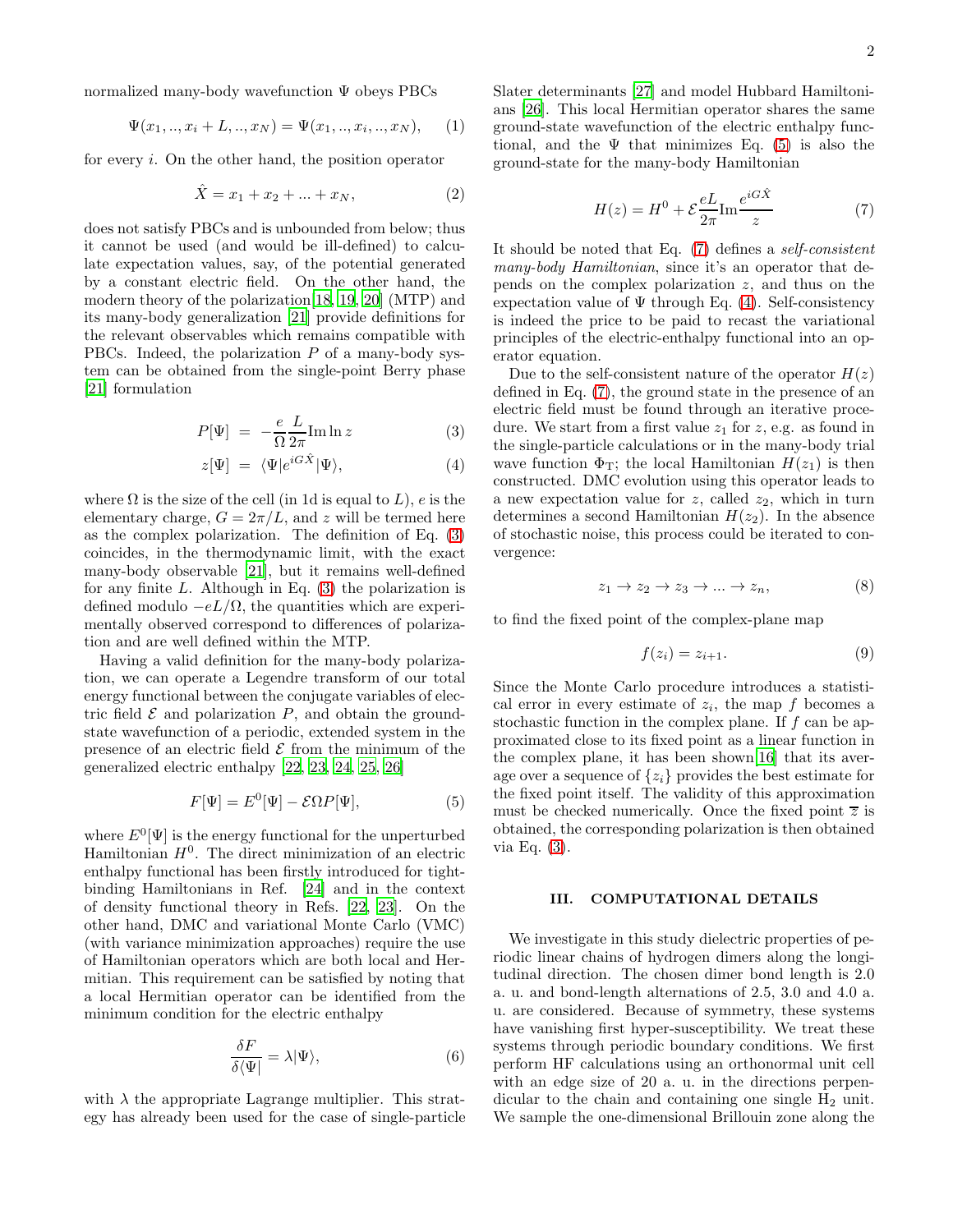normalized many-body wavefunction $\Psi$ obeys PBCs

$$\Psi(x_1,..,x_i+L,..,x_N) = \Psi(x_1,..,x_i,..,x_N), \qquad (1)$$

for every $i$. On the other hand, the position operator

$$\hat{X} = x_1 + x_2 + ... + x_N, \qquad (2)$$

does not satisfy PBCs and is unbounded from below; thus it cannot be used (and would be ill-defined) to calculate expectation values, say, of the potential generated by a constant electric field. On the other hand, the modern theory of the polarization[18, 19, 20] (MTP) and its many-body generalization [21] provide definitions for the relevant observables which remains compatible with PBCs. Indeed, the polarization $P$ of a many-body system can be obtained from the single-point Berry phase [21] formulation

$$P[\Psi] = -\frac{e}{\Omega}\frac{L}{2\pi}\mathrm{Im}\ln z \qquad (3)$$

$$z[\Psi] = \langle\Psi|e^{iG\hat{X}}|\Psi\rangle, \qquad (4)$$

where $\Omega$ is the size of the cell (in 1d is equal to $L$), $e$ is the elementary charge, $G = 2\pi/L$, and $z$ will be termed here as the complex polarization. The definition of Eq. (3) coincides, in the thermodynamic limit, with the exact many-body observable [21], but it remains well-defined for any finite $L$. Although in Eq. (3) the polarization is defined modulo $-eL/\Omega$, the quantities which are experimentally observed correspond to differences of polarization and are well defined within the MTP.

Having a valid definition for the many-body polarization, we can operate a Legendre transform of our total energy functional between the conjugate variables of electric field $\mathcal{E}$ and polarization $P$, and obtain the ground-state wavefunction of a periodic, extended system in the presence of an electric field $\mathcal{E}$ from the minimum of the generalized electric enthalpy [22, 23, 24, 25, 26]

$$F[\Psi] = E^0[\Psi] - \mathcal{E}\Omega P[\Psi], \qquad (5)$$

where $E^0[\Psi]$ is the energy functional for the unperturbed Hamiltonian $H^0$. The direct minimization of an electric enthalpy functional has been firstly introduced for tight-binding Hamiltonians in Ref. [24] and in the context of density functional theory in Refs. [22, 23]. On the other hand, DMC and variational Monte Carlo (VMC) (with variance minimization approaches) require the use of Hamiltonian operators which are both local and Hermitian. This requirement can be satisfied by noting that a local Hermitian operator can be identified from the minimum condition for the electric enthalpy

$$\frac{\delta F}{\delta\langle\Psi|} = \lambda|\Psi\rangle, \qquad (6)$$

with $\lambda$ the appropriate Lagrange multiplier. This strategy has already been used for the case of single-particle Slater determinants [27] and model Hubbard Hamiltonians [26]. This local Hermitian operator shares the same ground-state wavefunction of the electric enthalpy functional, and the $\Psi$ that minimizes Eq. (5) is also the ground-state for the many-body Hamiltonian

$$H(z) = H^0 + \mathcal{E}\frac{eL}{2\pi}\mathrm{Im}\frac{e^{iG\hat{X}}}{z} \qquad (7)$$

It should be noted that Eq. (7) defines a *self-consistent many-body Hamiltonian*, since it's an operator that depends on the complex polarization $z$, and thus on the expectation value of $\Psi$ through Eq. (4). Self-consistency is indeed the price to be paid to recast the variational principles of the electric-enthalpy functional into an operator equation.

Due to the self-consistent nature of the operator $H(z)$ defined in Eq. (7), the ground state in the presence of an electric field must be found through an iterative procedure. We start from a first value $z_1$ for $z$, e.g. as found in the single-particle calculations or in the many-body trial wave function $\Phi_T$; the local Hamiltonian $H(z_1)$ is then constructed. DMC evolution using this operator leads to a new expectation value for $z$, called $z_2$, which in turn determines a second Hamiltonian $H(z_2)$. In the absence of stochastic noise, this process could be iterated to convergence:

$$z_1 \to z_2 \to z_3 \to ... \to z_n, \qquad (8)$$

to find the fixed point of the complex-plane map

$$f(z_i) = z_{i+1}. \qquad (9)$$

Since the Monte Carlo procedure introduces a statistical error in every estimate of $z_i$, the map $f$ becomes a stochastic function in the complex plane. If $f$ can be approximated close to its fixed point as a linear function in the complex plane, it has been shown[16] that its average over a sequence of $\{z_i\}$ provides the best estimate for the fixed point itself. The validity of this approximation must be checked numerically. Once the fixed point $\overline{z}$ is obtained, the corresponding polarization is then obtained via Eq. (3).

## III. COMPUTATIONAL DETAILS

We investigate in this study dielectric properties of periodic linear chains of hydrogen dimers along the longitudinal direction. The chosen dimer bond length is 2.0 a. u. and bond-length alternations of 2.5, 3.0 and 4.0 a. u. are considered. Because of symmetry, these systems have vanishing first hyper-susceptibility. We treat these systems through periodic boundary conditions. We first perform HF calculations using an orthonormal unit cell with an edge size of 20 a. u. in the directions perpendicular to the chain and containing one single $H_2$ unit. We sample the one-dimensional Brillouin zone along the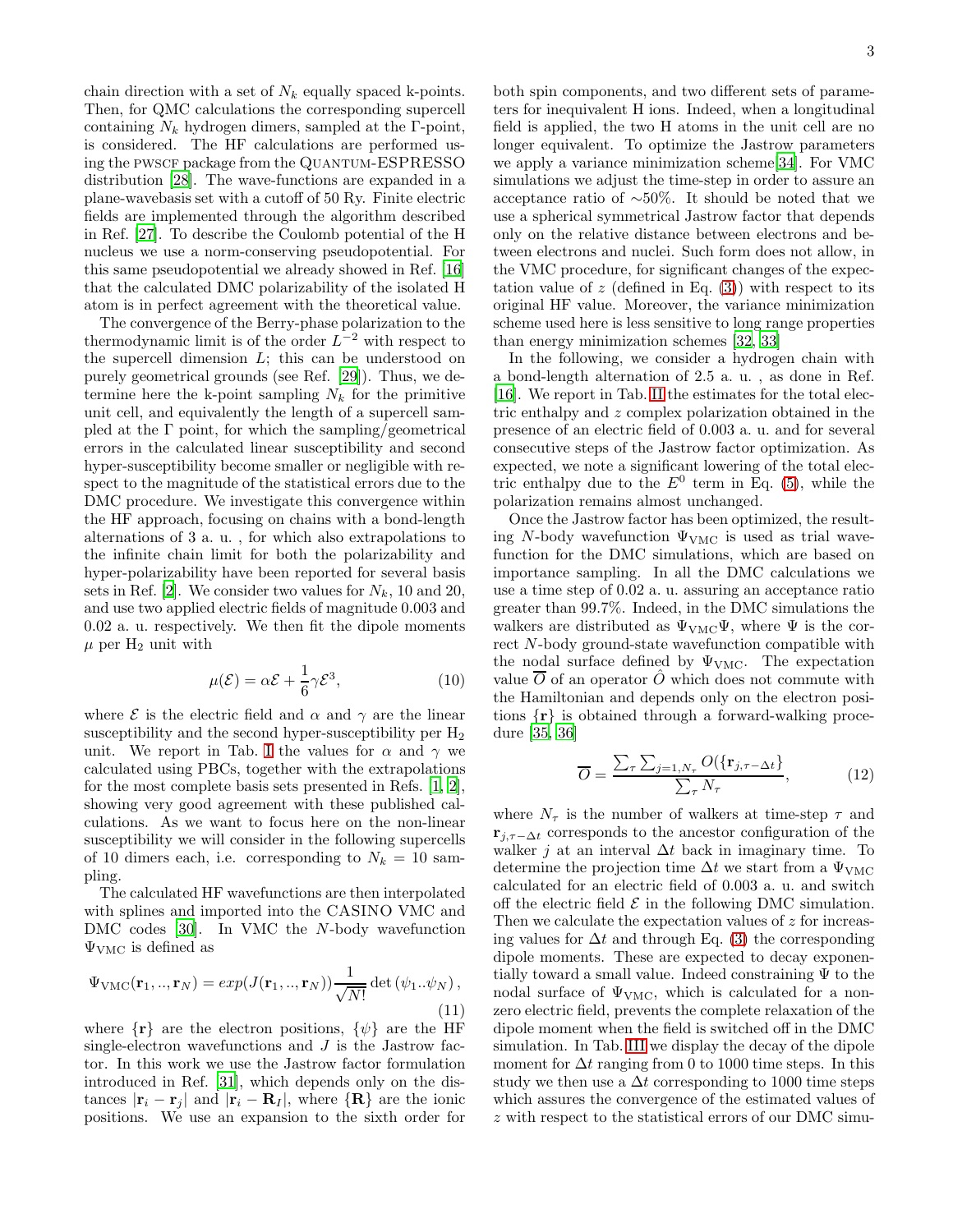chain direction with a set of $N_k$ equally spaced k-points. Then, for QMC calculations the corresponding supercell containing $N_k$ hydrogen dimers, sampled at the Γ-point, is considered. The HF calculations are performed using the PWSCF package from the QUANTUM-ESPRESSO distribution [28]. The wave-functions are expanded in a plane-wavebasis set with a cutoff of 50 Ry. Finite electric fields are implemented through the algorithm described in Ref. [27]. To describe the Coulomb potential of the H nucleus we use a norm-conserving pseudopotential. For this same pseudopotential we already showed in Ref. [16] that the calculated DMC polarizability of the isolated H atom is in perfect agreement with the theoretical value.

The convergence of the Berry-phase polarization to the thermodynamic limit is of the order $L^{-2}$ with respect to the supercell dimension $L$; this can be understood on purely geometrical grounds (see Ref. [29]). Thus, we determine here the k-point sampling $N_k$ for the primitive unit cell, and equivalently the length of a supercell sampled at the Γ point, for which the sampling/geometrical errors in the calculated linear susceptibility and second hyper-susceptibility become smaller or negligible with respect to the magnitude of the statistical errors due to the DMC procedure. We investigate this convergence within the HF approach, focusing on chains with a bond-length alternations of 3 a. u. , for which also extrapolations to the infinite chain limit for both the polarizability and hyper-polarizability have been reported for several basis sets in Ref. [2]. We consider two values for $N_k$, 10 and 20, and use two applied electric fields of magnitude 0.003 and 0.02 a. u. respectively. We then fit the dipole moments $\mu$ per $H_2$ unit with

$$\mu(\mathcal{E}) = \alpha\mathcal{E} + \frac{1}{6}\gamma\mathcal{E}^3, \tag{10}$$

where $\mathcal{E}$ is the electric field and $\alpha$ and $\gamma$ are the linear susceptibility and the second hyper-susceptibility per $H_2$ unit. We report in Tab. I the values for $\alpha$ and $\gamma$ we calculated using PBCs, together with the extrapolations for the most complete basis sets presented in Refs. [1, 2], showing very good agreement with these published calculations. As we want to focus here on the non-linear susceptibility we will consider in the following supercells of 10 dimers each, i.e. corresponding to $N_k = 10$ sampling.

The calculated HF wavefunctions are then interpolated with splines and imported into the CASINO VMC and DMC codes [30]. In VMC the $N$-body wavefunction $\Psi_{\text{VMC}}$ is defined as

$$\Psi_{\text{VMC}}(\mathbf{r}_1, .., \mathbf{r}_N) = exp(J(\mathbf{r}_1, .., \mathbf{r}_N))\frac{1}{\sqrt{N!}}\det(\psi_1..\psi_N), \tag{11}$$

where $\{\mathbf{r}\}$ are the electron positions, $\{\psi\}$ are the HF single-electron wavefunctions and $J$ is the Jastrow factor. In this work we use the Jastrow factor formulation introduced in Ref. [31], which depends only on the distances $|\mathbf{r}_i - \mathbf{r}_j|$ and $|\mathbf{r}_i - \mathbf{R}_I|$, where $\{\mathbf{R}\}$ are the ionic positions. We use an expansion to the sixth order for both spin components, and two different sets of parameters for inequivalent H ions. Indeed, when a longitudinal field is applied, the two H atoms in the unit cell are no longer equivalent. To optimize the Jastrow parameters we apply a variance minimization scheme[34]. For VMC simulations we adjust the time-step in order to assure an acceptance ratio of ∼50%. It should be noted that we use a spherical symmetrical Jastrow factor that depends only on the relative distance between electrons and between electrons and nuclei. Such form does not allow, in the VMC procedure, for significant changes of the expectation value of $z$ (defined in Eq. (3)) with respect to its original HF value. Moreover, the variance minimization scheme used here is less sensitive to long range properties than energy minimization schemes [32, 33]

In the following, we consider a hydrogen chain with a bond-length alternation of 2.5 a. u. , as done in Ref. [16]. We report in Tab. II the estimates for the total electric enthalpy and $z$ complex polarization obtained in the presence of an electric field of 0.003 a. u. and for several consecutive steps of the Jastrow factor optimization. As expected, we note a significant lowering of the total electric enthalpy due to the $E^0$ term in Eq. (5), while the polarization remains almost unchanged.

Once the Jastrow factor has been optimized, the resulting $N$-body wavefunction $\Psi_{\text{VMC}}$ is used as trial wavefunction for the DMC simulations, which are based on importance sampling. In all the DMC calculations we use a time step of 0.02 a. u. assuring an acceptance ratio greater than 99.7%. Indeed, in the DMC simulations the walkers are distributed as $\Psi_{\text{VMC}}\Psi$, where $\Psi$ is the correct $N$-body ground-state wavefunction compatible with the nodal surface defined by $\Psi_{\text{VMC}}$. The expectation value $\overline{O}$ of an operator $\hat{O}$ which does not commute with the Hamiltonian and depends only on the electron positions $\{\mathbf{r}\}$ is obtained through a forward-walking procedure [35, 36]

$$\overline{O} = \frac{\sum_\tau \sum_{j=1,N_\tau} O(\{\mathbf{r}_{j,\tau-\Delta t}\}}{\sum_\tau N_\tau}, \tag{12}$$

where $N_\tau$ is the number of walkers at time-step $\tau$ and $\mathbf{r}_{j,\tau-\Delta t}$ corresponds to the ancestor configuration of the walker $j$ at an interval $\Delta t$ back in imaginary time. To determine the projection time $\Delta t$ we start from a $\Psi_{\text{VMC}}$ calculated for an electric field of 0.003 a. u. and switch off the electric field $\mathcal{E}$ in the following DMC simulation. Then we calculate the expectation values of $z$ for increasing values for $\Delta t$ and through Eq. (3) the corresponding dipole moments. These are expected to decay exponentially toward a small value. Indeed constraining $\Psi$ to the nodal surface of $\Psi_{\text{VMC}}$, which is calculated for a nonzero electric field, prevents the complete relaxation of the dipole moment when the field is switched off in the DMC simulation. In Tab. III we display the decay of the dipole moment for $\Delta t$ ranging from 0 to 1000 time steps. In this study we then use a $\Delta t$ corresponding to 1000 time steps which assures the convergence of the estimated values of $z$ with respect to the statistical errors of our DMC simu-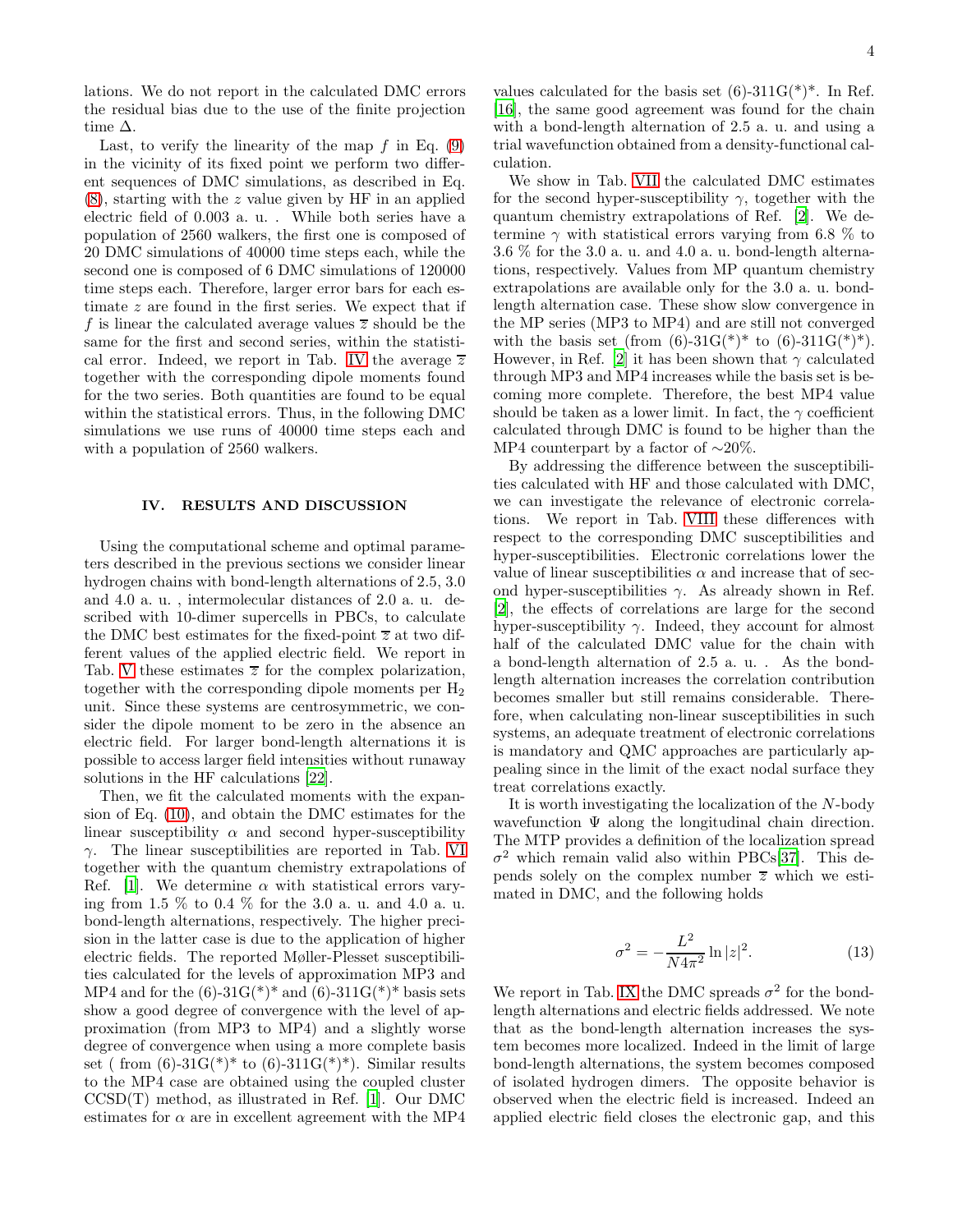lations. We do not report in the calculated DMC errors the residual bias due to the use of the finite projection time $\Delta$.

Last, to verify the linearity of the map $f$ in Eq. (9) in the vicinity of its fixed point we perform two different sequences of DMC simulations, as described in Eq. (8), starting with the $z$ value given by HF in an applied electric field of 0.003 a. u. . While both series have a population of 2560 walkers, the first one is composed of 20 DMC simulations of 40000 time steps each, while the second one is composed of 6 DMC simulations of 120000 time steps each. Therefore, larger error bars for each estimate $z$ are found in the first series. We expect that if $f$ is linear the calculated average values $\overline{z}$ should be the same for the first and second series, within the statistical error. Indeed, we report in Tab. IV the average $\overline{z}$ together with the corresponding dipole moments found for the two series. Both quantities are found to be equal within the statistical errors. Thus, in the following DMC simulations we use runs of 40000 time steps each and with a population of 2560 walkers.

## IV. RESULTS AND DISCUSSION

Using the computational scheme and optimal parameters described in the previous sections we consider linear hydrogen chains with bond-length alternations of 2.5, 3.0 and 4.0 a. u. , intermolecular distances of 2.0 a. u. described with 10-dimer supercells in PBCs, to calculate the DMC best estimates for the fixed-point $\overline{z}$ at two different values of the applied electric field. We report in Tab. V these estimates $\overline{z}$ for the complex polarization, together with the corresponding dipole moments per $H_2$ unit. Since these systems are centrosymmetric, we consider the dipole moment to be zero in the absence an electric field. For larger bond-length alternations it is possible to access larger field intensities without runaway solutions in the HF calculations [22].

Then, we fit the calculated moments with the expansion of Eq. (10), and obtain the DMC estimates for the linear susceptibility $\alpha$ and second hyper-susceptibility $\gamma$. The linear susceptibilities are reported in Tab. VI together with the quantum chemistry extrapolations of Ref. [1]. We determine $\alpha$ with statistical errors varying from 1.5 % to 0.4 % for the 3.0 a. u. and 4.0 a. u. bond-length alternations, respectively. The higher precision in the latter case is due to the application of higher electric fields. The reported Møller-Plesset susceptibilities calculated for the levels of approximation MP3 and MP4 and for the (6)-31G(*)* and (6)-311G(*)* basis sets show a good degree of convergence with the level of approximation (from MP3 to MP4) and a slightly worse degree of convergence when using a more complete basis set ( from (6)-31G(*)* to (6)-311G(*)*). Similar results to the MP4 case are obtained using the coupled cluster CCSD(T) method, as illustrated in Ref. [1]. Our DMC estimates for $\alpha$ are in excellent agreement with the MP4 values calculated for the basis set (6)-311G(*)*. In Ref. [16], the same good agreement was found for the chain with a bond-length alternation of 2.5 a. u. and using a trial wavefunction obtained from a density-functional calculation.

We show in Tab. VII the calculated DMC estimates for the second hyper-susceptibility $\gamma$, together with the quantum chemistry extrapolations of Ref. [2]. We determine $\gamma$ with statistical errors varying from 6.8 % to 3.6 % for the 3.0 a. u. and 4.0 a. u. bond-length alternations, respectively. Values from MP quantum chemistry extrapolations are available only for the 3.0 a. u. bond-length alternation case. These show slow convergence in the MP series (MP3 to MP4) and are still not converged with the basis set (from (6)-31G(*)* to (6)-311G(*)*). However, in Ref. [2] it has been shown that $\gamma$ calculated through MP3 and MP4 increases while the basis set is becoming more complete. Therefore, the best MP4 value should be taken as a lower limit. In fact, the $\gamma$ coefficient calculated through DMC is found to be higher than the MP4 counterpart by a factor of $\sim$20%.

By addressing the difference between the susceptibilities calculated with HF and those calculated with DMC, we can investigate the relevance of electronic correlations. We report in Tab. VIII these differences with respect to the corresponding DMC susceptibilities and hyper-susceptibilities. Electronic correlations lower the value of linear susceptibilities $\alpha$ and increase that of second hyper-susceptibilities $\gamma$. As already shown in Ref. [2], the effects of correlations are large for the second hyper-susceptibility $\gamma$. Indeed, they account for almost half of the calculated DMC value for the chain with a bond-length alternation of 2.5 a. u. . As the bond-length alternation increases the correlation contribution becomes smaller but still remains considerable. Therefore, when calculating non-linear susceptibilities in such systems, an adequate treatment of electronic correlations is mandatory and QMC approaches are particularly appealing since in the limit of the exact nodal surface they treat correlations exactly.

It is worth investigating the localization of the $N$-body wavefunction $\Psi$ along the longitudinal chain direction. The MTP provides a definition of the localization spread $\sigma^2$ which remain valid also within PBCs[37]. This depends solely on the complex number $\overline{z}$ which we estimated in DMC, and the following holds

$$\sigma^2 = -\frac{L^2}{N 4\pi^2} \ln |z|^2. \quad (13)$$

We report in Tab. IX the DMC spreads $\sigma^2$ for the bond-length alternations and electric fields addressed. We note that as the bond-length alternation increases the system becomes more localized. Indeed in the limit of large bond-length alternations, the system becomes composed of isolated hydrogen dimers. The opposite behavior is observed when the electric field is increased. Indeed an applied electric field closes the electronic gap, and this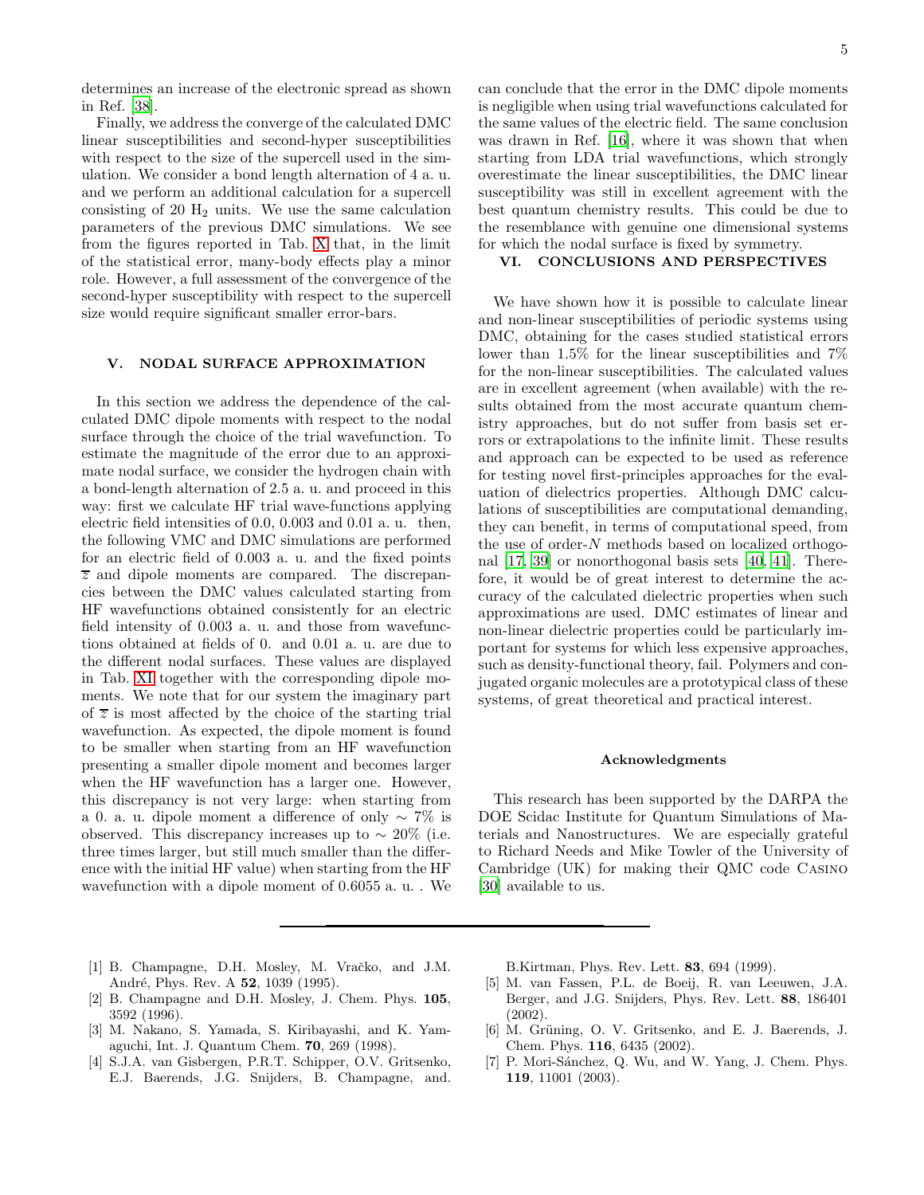determines an increase of the electronic spread as shown in Ref. [38].

Finally, we address the converge of the calculated DMC linear susceptibilities and second-hyper susceptibilities with respect to the size of the supercell used in the simulation. We consider a bond length alternation of 4 a. u. and we perform an additional calculation for a supercell consisting of 20 $H_2$ units. We use the same calculation parameters of the previous DMC simulations. We see from the figures reported in Tab. X that, in the limit of the statistical error, many-body effects play a minor role. However, a full assessment of the convergence of the second-hyper susceptibility with respect to the supercell size would require significant smaller error-bars.

## V. NODAL SURFACE APPROXIMATION

In this section we address the dependence of the calculated DMC dipole moments with respect to the nodal surface through the choice of the trial wavefunction. To estimate the magnitude of the error due to an approximate nodal surface, we consider the hydrogen chain with a bond-length alternation of 2.5 a. u. and proceed in this way: first we calculate HF trial wave-functions applying electric field intensities of 0.0, 0.003 and 0.01 a. u. then, the following VMC and DMC simulations are performed for an electric field of 0.003 a. u. and the fixed points $\overline{z}$ and dipole moments are compared. The discrepancies between the DMC values calculated starting from HF wavefunctions obtained consistently for an electric field intensity of 0.003 a. u. and those from wavefunctions obtained at fields of 0. and 0.01 a. u. are due to the different nodal surfaces. These values are displayed in Tab. XI together with the corresponding dipole moments. We note that for our system the imaginary part of $\overline{z}$ is most affected by the choice of the starting trial wavefunction. As expected, the dipole moment is found to be smaller when starting from an HF wavefunction presenting a smaller dipole moment and becomes larger when the HF wavefunction has a larger one. However, this discrepancy is not very large: when starting from a 0. a. u. dipole moment a difference of only $\sim 7\%$ is observed. This discrepancy increases up to $\sim 20\%$ (i.e. three times larger, but still much smaller than the difference with the initial HF value) when starting from the HF wavefunction with a dipole moment of 0.6055 a. u. . We can conclude that the error in the DMC dipole moments is negligible when using trial wavefunctions calculated for the same values of the electric field. The same conclusion was drawn in Ref. [16], where it was shown that when starting from LDA trial wavefunctions, which strongly overestimate the linear susceptibilities, the DMC linear susceptibility was still in excellent agreement with the best quantum chemistry results. This could be due to the resemblance with genuine one dimensional systems for which the nodal surface is fixed by symmetry.

## VI. CONCLUSIONS AND PERSPECTIVES

We have shown how it is possible to calculate linear and non-linear susceptibilities of periodic systems using DMC, obtaining for the cases studied statistical errors lower than 1.5% for the linear susceptibilities and 7% for the non-linear susceptibilities. The calculated values are in excellent agreement (when available) with the results obtained from the most accurate quantum chemistry approaches, but do not suffer from basis set errors or extrapolations to the infinite limit. These results and approach can be expected to be used as reference for testing novel first-principles approaches for the evaluation of dielectrics properties. Although DMC calculations of susceptibilities are computational demanding, they can benefit, in terms of computational speed, from the use of order-$N$ methods based on localized orthogonal [17, 39] or nonorthogonal basis sets [40, 41]. Therefore, it would be of great interest to determine the accuracy of the calculated dielectric properties when such approximations are used. DMC estimates of linear and non-linear dielectric properties could be particularly important for systems for which less expensive approaches, such as density-functional theory, fail. Polymers and conjugated organic molecules are a prototypical class of these systems, of great theoretical and practical interest.

### Acknowledgments

This research has been supported by the DARPA the DOE Scidac Institute for Quantum Simulations of Materials and Nanostructures. We are especially grateful to Richard Needs and Mike Towler of the University of Cambridge (UK) for making their QMC code CASINO [30] available to us.

---

[1] B. Champagne, D.H. Mosley, M. Vračko, and J.M. André, Phys. Rev. A **52**, 1039 (1995).

[2] B. Champagne and D.H. Mosley, J. Chem. Phys. **105**, 3592 (1996).

[3] M. Nakano, S. Yamada, S. Kiribayashi, and K. Yamaguchi, Int. J. Quantum Chem. **70**, 269 (1998).

[4] S.J.A. van Gisbergen, P.R.T. Schipper, O.V. Gritsenko, E.J. Baerends, J.G. Snijders, B. Champagne, and. B.Kirtman, Phys. Rev. Lett. **83**, 694 (1999).

[5] M. van Fassen, P.L. de Boeij, R. van Leeuwen, J.A. Berger, and J.G. Snijders, Phys. Rev. Lett. **88**, 186401 (2002).

[6] M. Grüning, O. V. Gritsenko, and E. J. Baerends, J. Chem. Phys. **116**, 6435 (2002).

[7] P. Mori-Sánchez, Q. Wu, and W. Yang, J. Chem. Phys. **119**, 11001 (2003).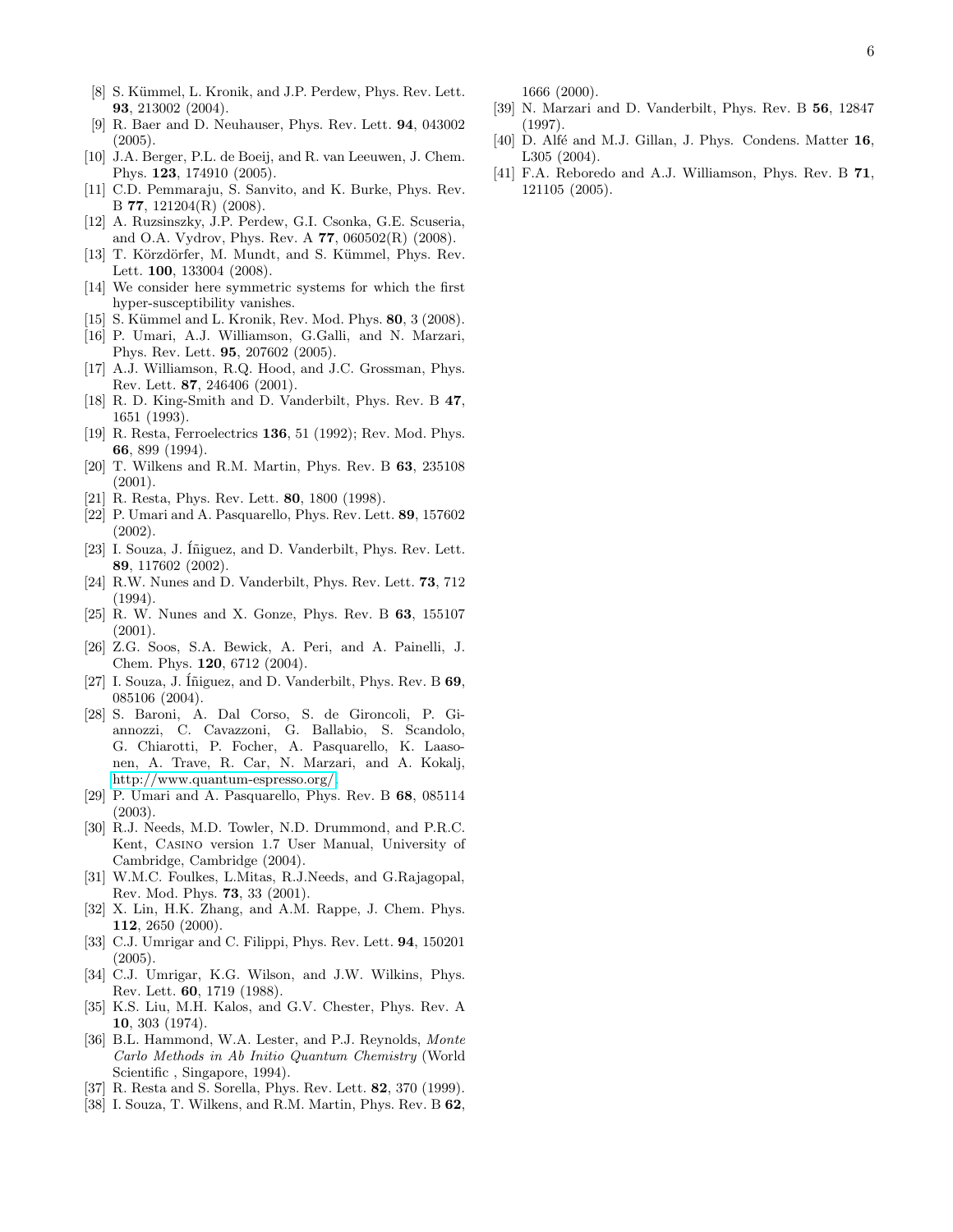[8] S. Kümmel, L. Kronik, and J.P. Perdew, Phys. Rev. Lett. **93**, 213002 (2004).

[9] R. Baer and D. Neuhauser, Phys. Rev. Lett. **94**, 043002 (2005).

[10] J.A. Berger, P.L. de Boeij, and R. van Leeuwen, J. Chem. Phys. **123**, 174910 (2005).

[11] C.D. Pemmaraju, S. Sanvito, and K. Burke, Phys. Rev. B **77**, 121204(R) (2008).

[12] A. Ruzsinszky, J.P. Perdew, G.I. Csonka, G.E. Scuseria, and O.A. Vydrov, Phys. Rev. A **77**, 060502(R) (2008).

[13] T. Körzdörfer, M. Mundt, and S. Kümmel, Phys. Rev. Lett. **100**, 133004 (2008).

[14] We consider here symmetric systems for which the first hyper-susceptibility vanishes.

[15] S. Kümmel and L. Kronik, Rev. Mod. Phys. **80**, 3 (2008).

[16] P. Umari, A.J. Williamson, G.Galli, and N. Marzari, Phys. Rev. Lett. **95**, 207602 (2005).

[17] A.J. Williamson, R.Q. Hood, and J.C. Grossman, Phys. Rev. Lett. **87**, 246406 (2001).

[18] R. D. King-Smith and D. Vanderbilt, Phys. Rev. B **47**, 1651 (1993).

[19] R. Resta, Ferroelectrics **136**, 51 (1992); Rev. Mod. Phys. **66**, 899 (1994).

[20] T. Wilkens and R.M. Martin, Phys. Rev. B **63**, 235108 (2001).

[21] R. Resta, Phys. Rev. Lett. **80**, 1800 (1998).

[22] P. Umari and A. Pasquarello, Phys. Rev. Lett. **89**, 157602 (2002).

[23] I. Souza, J. Íñiguez, and D. Vanderbilt, Phys. Rev. Lett. **89**, 117602 (2002).

[24] R.W. Nunes and D. Vanderbilt, Phys. Rev. Lett. **73**, 712 (1994).

[25] R. W. Nunes and X. Gonze, Phys. Rev. B **63**, 155107 (2001).

[26] Z.G. Soos, S.A. Bewick, A. Peri, and A. Painelli, J. Chem. Phys. **120**, 6712 (2004).

[27] I. Souza, J. Íñiguez, and D. Vanderbilt, Phys. Rev. B **69**, 085106 (2004).

[28] S. Baroni, A. Dal Corso, S. de Gironcoli, P. Giannozzi, C. Cavazzoni, G. Ballabio, S. Scandolo, G. Chiarotti, P. Focher, A. Pasquarello, K. Laasonen, A. Trave, R. Car, N. Marzari, and A. Kokalj, http://www.quantum-espresso.org/.

[29] P. Umari and A. Pasquarello, Phys. Rev. B **68**, 085114 (2003).

[30] R.J. Needs, M.D. Towler, N.D. Drummond, and P.R.C. Kent, Casino version 1.7 User Manual, University of Cambridge, Cambridge (2004).

[31] W.M.C. Foulkes, L.Mitas, R.J.Needs, and G.Rajagopal, Rev. Mod. Phys. **73**, 33 (2001).

[32] X. Lin, H.K. Zhang, and A.M. Rappe, J. Chem. Phys. **112**, 2650 (2000).

[33] C.J. Umrigar and C. Filippi, Phys. Rev. Lett. **94**, 150201 (2005).

[34] C.J. Umrigar, K.G. Wilson, and J.W. Wilkins, Phys. Rev. Lett. **60**, 1719 (1988).

[35] K.S. Liu, M.H. Kalos, and G.V. Chester, Phys. Rev. A **10**, 303 (1974).

[36] B.L. Hammond, W.A. Lester, and P.J. Reynolds, *Monte Carlo Methods in Ab Initio Quantum Chemistry* (World Scientific , Singapore, 1994).

[37] R. Resta and S. Sorella, Phys. Rev. Lett. **82**, 370 (1999).

[38] I. Souza, T. Wilkens, and R.M. Martin, Phys. Rev. B **62**, 1666 (2000).

[39] N. Marzari and D. Vanderbilt, Phys. Rev. B **56**, 12847 (1997).

[40] D. Alfé and M.J. Gillan, J. Phys. Condens. Matter **16**, L305 (2004).

[41] F.A. Reboredo and A.J. Williamson, Phys. Rev. B **71**, 121105 (2005).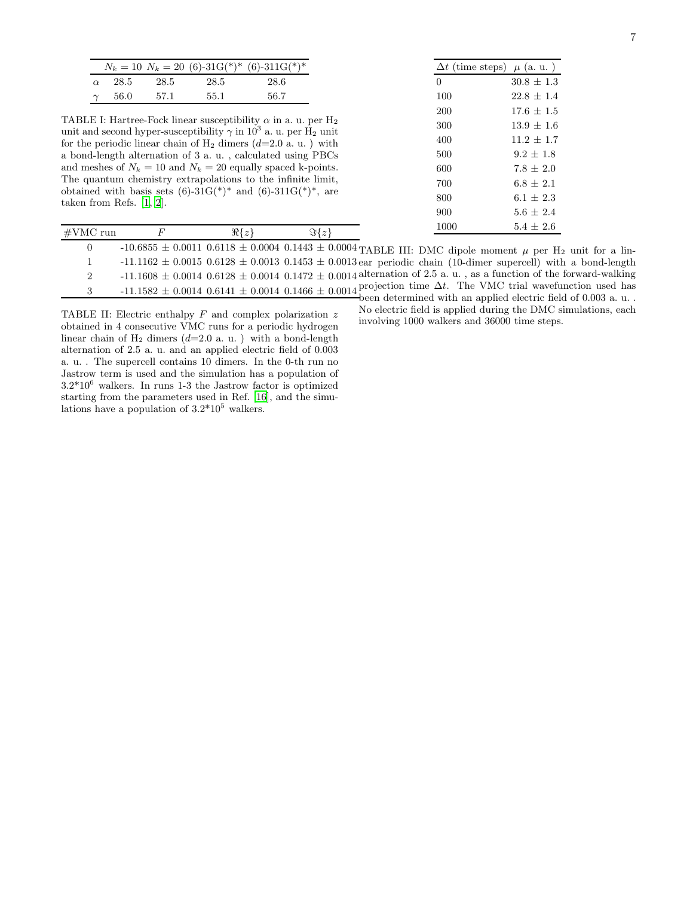|  | $N_k = 10$ | $N_k = 20$ | (6)-31G(*)* | (6)-311G(*)* |
|---|---|---|---|---|
| $\alpha$ | 28.5 | 28.5 | 28.5 | 28.6 |
| $\gamma$ | 56.0 | 57.1 | 55.1 | 56.7 |

TABLE I: Hartree-Fock linear susceptibility $\alpha$ in a. u. per $H_2$ unit and second hyper-susceptibility $\gamma$ in $10^3$ a. u. per $H_2$ unit for the periodic linear chain of $H_2$ dimers ($d$=2.0 a. u. ) with a bond-length alternation of 3 a. u. , calculated using PBCs and meshes of $N_k = 10$ and $N_k = 20$ equally spaced k-points. The quantum chemistry extrapolations to the infinite limit, obtained with basis sets (6)-31G(*)* and (6)-311G(*)*, are taken from Refs. [1, 2].

| #VMC run | $F$ | $\Re\{z\}$ | $\Im\{z\}$ |
|---|---|---|---|
| 0 | -10.6855 ± 0.0011 | 0.6118 ± 0.0004 | 0.1443 ± 0.0004 |
| 1 | -11.1162 ± 0.0015 | 0.6128 ± 0.0013 | 0.1453 ± 0.0013 |
| 2 | -11.1608 ± 0.0014 | 0.6128 ± 0.0014 | 0.1472 ± 0.0014 |
| 3 | -11.1582 ± 0.0014 | 0.6141 ± 0.0014 | 0.1466 ± 0.0014 |

TABLE II: Electric enthalpy $F$ and complex polarization $z$ obtained in 4 consecutive VMC runs for a periodic hydrogen linear chain of $H_2$ dimers ($d$=2.0 a. u. ) with a bond-length alternation of 2.5 a. u. and an applied electric field of 0.003 a. u. . The supercell contains 10 dimers. In the 0-th run no Jastrow term is used and the simulation has a population of $3.2 \times 10^6$ walkers. In runs 1-3 the Jastrow factor is optimized starting from the parameters used in Ref. [16], and the simulations have a population of $3.2 \times 10^5$ walkers.

| $\Delta t$ (time steps) | $\mu$ (a. u. ) |
|---|---|
| 0 | 30.8 ± 1.3 |
| 100 | 22.8 ± 1.4 |
| 200 | 17.6 ± 1.5 |
| 300 | 13.9 ± 1.6 |
| 400 | 11.2 ± 1.7 |
| 500 | 9.2 ± 1.8 |
| 600 | 7.8 ± 2.0 |
| 700 | 6.8 ± 2.1 |
| 800 | 6.1 ± 2.3 |
| 900 | 5.6 ± 2.4 |
| 1000 | 5.4 ± 2.6 |

TABLE III: DMC dipole moment $\mu$ per $H_2$ unit for a linear periodic chain (10-dimer supercell) with a bond-length alternation of 2.5 a. u. , as a function of the forward-walking projection time $\Delta t$. The VMC trial wavefunction used has been determined with an applied electric field of 0.003 a. u. . No electric field is applied during the DMC simulations, each involving 1000 walkers and 36000 time steps.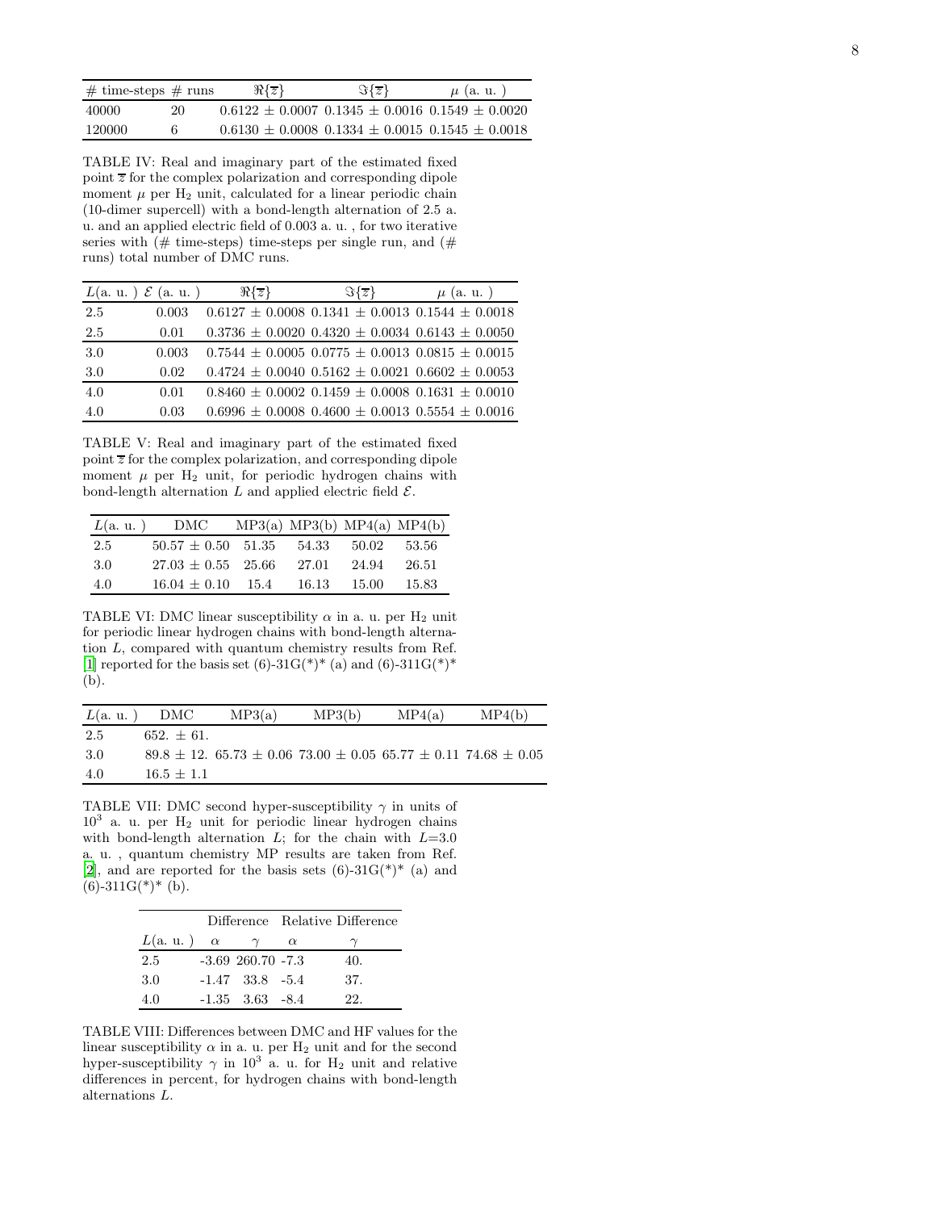| # time-steps | # runs | $\Re\{\bar{z}\}$ | $\Im\{\bar{z}\}$ | $\mu$ (a. u. ) |
|---|---|---|---|---|
| 40000 | 20 | 0.6122 ± 0.0007 | 0.1345 ± 0.0016 | 0.1549 ± 0.0020 |
| 120000 | 6 | 0.6130 ± 0.0008 | 0.1334 ± 0.0015 | 0.1545 ± 0.0018 |

TABLE IV: Real and imaginary part of the estimated fixed point $\bar{z}$ for the complex polarization and corresponding dipole moment $\mu$ per $H_2$ unit, calculated for a linear periodic chain (10-dimer supercell) with a bond-length alternation of 2.5 a. u. and an applied electric field of 0.003 a. u. , for two iterative series with (# time-steps) time-steps per single run, and (# runs) total number of DMC runs.

| $L$(a. u. ) | $\mathcal{E}$ (a. u. ) | $\Re\{\bar{z}\}$ | $\Im\{\bar{z}\}$ | $\mu$ (a. u. ) |
|---|---|---|---|---|
| 2.5 | 0.003 | 0.6127 ± 0.0008 | 0.1341 ± 0.0013 | 0.1544 ± 0.0018 |
| 2.5 | 0.01 | 0.3736 ± 0.0020 | 0.4320 ± 0.0034 | 0.6143 ± 0.0050 |
| 3.0 | 0.003 | 0.7544 ± 0.0005 | 0.0775 ± 0.0013 | 0.0815 ± 0.0015 |
| 3.0 | 0.02 | 0.4724 ± 0.0040 | 0.5162 ± 0.0021 | 0.6602 ± 0.0053 |
| 4.0 | 0.01 | 0.8460 ± 0.0002 | 0.1459 ± 0.0008 | 0.1631 ± 0.0010 |
| 4.0 | 0.03 | 0.6996 ± 0.0008 | 0.4600 ± 0.0013 | 0.5554 ± 0.0016 |

TABLE V: Real and imaginary part of the estimated fixed point $\bar{z}$ for the complex polarization, and corresponding dipole moment $\mu$ per $H_2$ unit, for periodic hydrogen chains with bond-length alternation $L$ and applied electric field $\mathcal{E}$.

| $L$(a. u. ) | DMC | MP3(a) | MP3(b) | MP4(a) | MP4(b) |
|---|---|---|---|---|---|
| 2.5 | 50.57 ± 0.50 | 51.35 | 54.33 | 50.02 | 53.56 |
| 3.0 | 27.03 ± 0.55 | 25.66 | 27.01 | 24.94 | 26.51 |
| 4.0 | 16.04 ± 0.10 | 15.4 | 16.13 | 15.00 | 15.83 |

TABLE VI: DMC linear susceptibility $\alpha$ in a. u. per $H_2$ unit for periodic linear hydrogen chains with bond-length alternation $L$, compared with quantum chemistry results from Ref. [1] reported for the basis set (6)-31G(*)* (a) and (6)-311G(*)* (b).

| $L$(a. u. ) | DMC | MP3(a) | MP3(b) | MP4(a) | MP4(b) |
|---|---|---|---|---|---|
| 2.5 | 652. ± 61. | | | | |
| 3.0 | 89.8 ± 12. | 65.73 ± 0.06 | 73.00 ± 0.05 | 65.77 ± 0.11 | 74.68 ± 0.05 |
| 4.0 | 16.5 ± 1.1 | | | | |

TABLE VII: DMC second hyper-susceptibility $\gamma$ in units of $10^3$ a. u. per $H_2$ unit for periodic linear hydrogen chains with bond-length alternation $L$; for the chain with $L$=3.0 a. u. , quantum chemistry MP results are taken from Ref. [2], and are reported for the basis sets (6)-31G(*)* (a) and (6)-311G(*)* (b).

| | Difference | | Relative Difference | |
|---|---|---|---|---|
| $L$(a. u. ) | $\alpha$ | $\gamma$ | $\alpha$ | $\gamma$ |
| 2.5 | -3.69 | 260.70 | -7.3 | 40. |
| 3.0 | -1.47 | 33.8 | -5.4 | 37. |
| 4.0 | -1.35 | 3.63 | -8.4 | 22. |

TABLE VIII: Differences between DMC and HF values for the linear susceptibility $\alpha$ in a. u. per $H_2$ unit and for the second hyper-susceptibility $\gamma$ in $10^3$ a. u. for $H_2$ unit and relative differences in percent, for hydrogen chains with bond-length alternations $L$.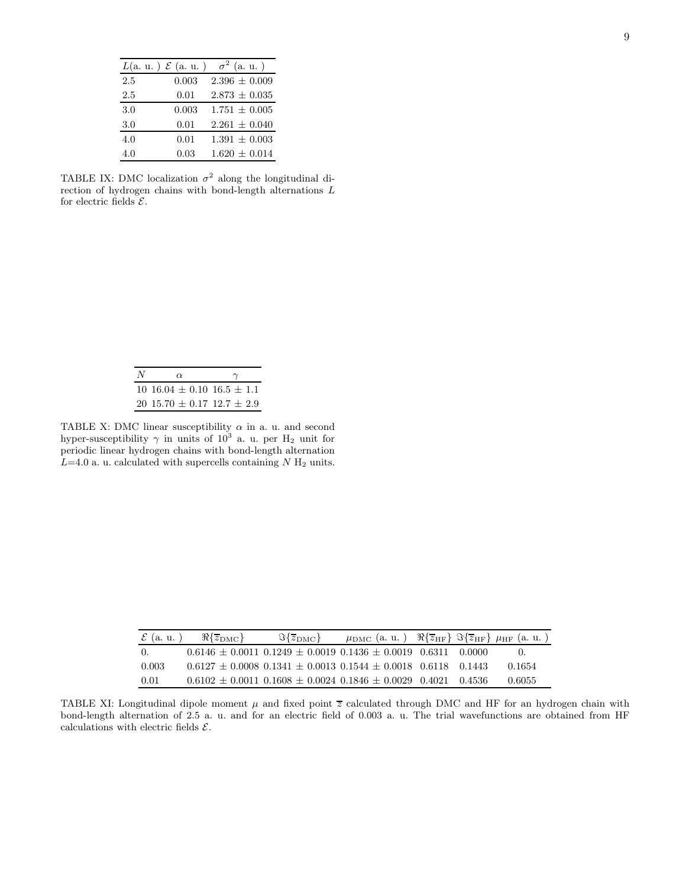| $L$(a. u. ) | $\mathcal{E}$ (a. u. ) | $\sigma^2$ (a. u. ) |
|---|---|---|
| 2.5 | 0.003 | 2.396 ± 0.009 |
| 2.5 | 0.01 | 2.873 ± 0.035 |
| 3.0 | 0.003 | 1.751 ± 0.005 |
| 3.0 | 0.01 | 2.261 ± 0.040 |
| 4.0 | 0.01 | 1.391 ± 0.003 |
| 4.0 | 0.03 | 1.620 ± 0.014 |

TABLE IX: DMC localization $\sigma^2$ along the longitudinal direction of hydrogen chains with bond-length alternations $L$ for electric fields $\mathcal{E}$.

| $N$ | $\alpha$ | $\gamma$ |
|---|---|---|
| 10 | 16.04 ± 0.10 | 16.5 ± 1.1 |
| 20 | 15.70 ± 0.17 | 12.7 ± 2.9 |

TABLE X: DMC linear susceptibility $\alpha$ in a. u. and second hyper-susceptibility $\gamma$ in units of $10^3$ a. u. per $H_2$ unit for periodic linear hydrogen chains with bond-length alternation $L$=4.0 a. u. calculated with supercells containing $N$ $H_2$ units.

| $\mathcal{E}$ (a. u. ) | $\Re\{\overline{z}_{\rm DMC}\}$ | $\Im\{\overline{z}_{\rm DMC}\}$ | $\mu_{\rm DMC}$ (a. u. ) | $\Re\{\overline{z}_{\rm HF}\}$ | $\Im\{\overline{z}_{\rm HF}\}$ | $\mu_{\rm HF}$ (a. u. ) |
|---|---|---|---|---|---|---|
| 0. | 0.6146 ± 0.0011 | 0.1249 ± 0.0019 | 0.1436 ± 0.0019 | 0.6311 | 0.0000 | 0. |
| 0.003 | 0.6127 ± 0.0008 | 0.1341 ± 0.0013 | 0.1544 ± 0.0018 | 0.6118 | 0.1443 | 0.1654 |
| 0.01 | 0.6102 ± 0.0011 | 0.1608 ± 0.0024 | 0.1846 ± 0.0029 | 0.4021 | 0.4536 | 0.6055 |

TABLE XI: Longitudinal dipole moment $\mu$ and fixed point $\overline{z}$ calculated through DMC and HF for an hydrogen chain with bond-length alternation of 2.5 a. u. and for an electric field of 0.003 a. u. The trial wavefunctions are obtained from HF calculations with electric fields $\mathcal{E}$.